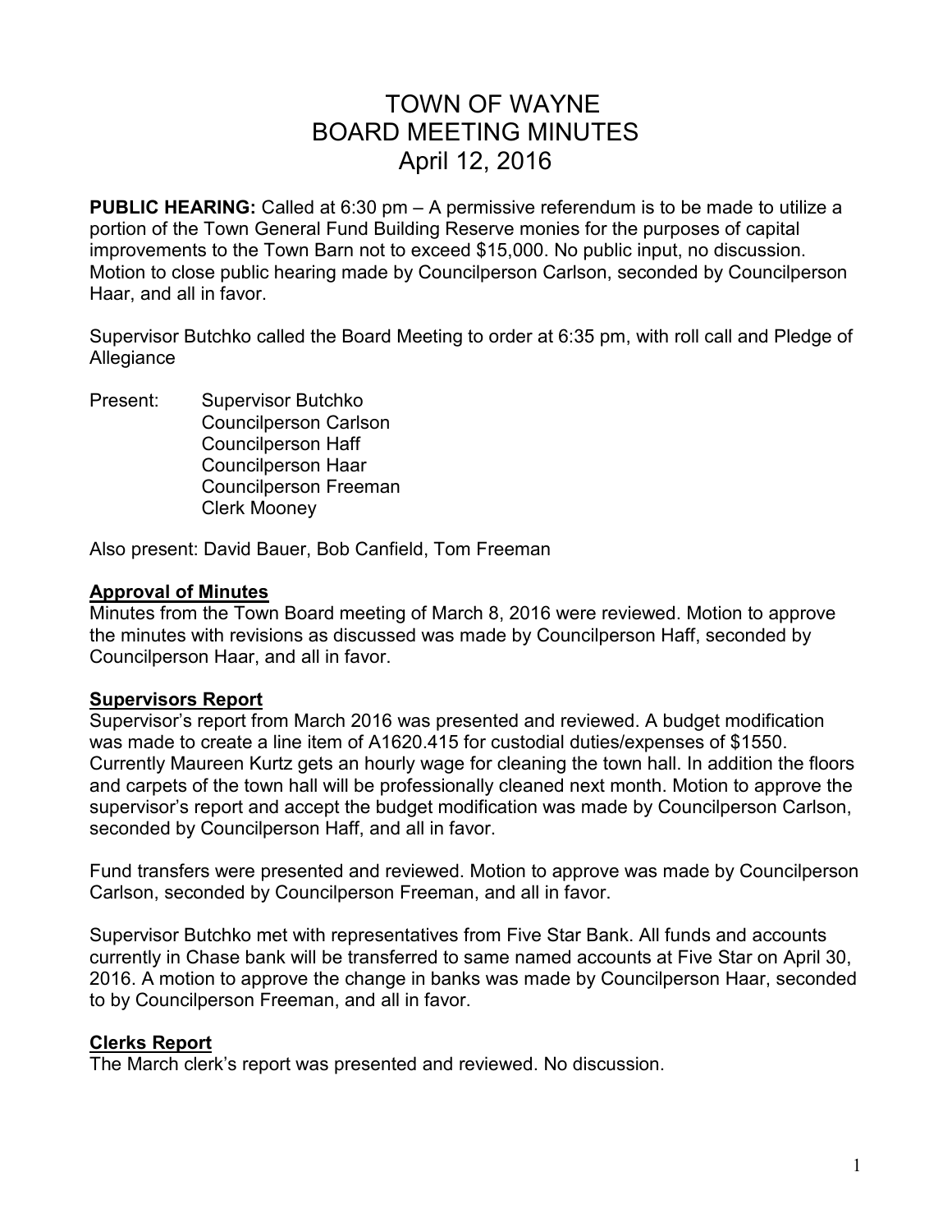# TOWN OF WAYNE
# BOARD MEETING MINUTES
# April 12, 2016

**PUBLIC HEARING:** Called at 6:30 pm – A permissive referendum is to be made to utilize a portion of the Town General Fund Building Reserve monies for the purposes of capital improvements to the Town Barn not to exceed $15,000. No public input, no discussion. Motion to close public hearing made by Councilperson Carlson, seconded by Councilperson Haar, and all in favor.

Supervisor Butchko called the Board Meeting to order at 6:35 pm, with roll call and Pledge of Allegiance

Present: Supervisor Butchko
Councilperson Carlson
Councilperson Haff
Councilperson Haar
Councilperson Freeman
Clerk Mooney

Also present: David Bauer, Bob Canfield, Tom Freeman

## Approval of Minutes

Minutes from the Town Board meeting of March 8, 2016 were reviewed. Motion to approve the minutes with revisions as discussed was made by Councilperson Haff, seconded by Councilperson Haar, and all in favor.

## Supervisors Report

Supervisor's report from March 2016 was presented and reviewed. A budget modification was made to create a line item of A1620.415 for custodial duties/expenses of $1550. Currently Maureen Kurtz gets an hourly wage for cleaning the town hall. In addition the floors and carpets of the town hall will be professionally cleaned next month. Motion to approve the supervisor's report and accept the budget modification was made by Councilperson Carlson, seconded by Councilperson Haff, and all in favor.

Fund transfers were presented and reviewed. Motion to approve was made by Councilperson Carlson, seconded by Councilperson Freeman, and all in favor.

Supervisor Butchko met with representatives from Five Star Bank. All funds and accounts currently in Chase bank will be transferred to same named accounts at Five Star on April 30, 2016. A motion to approve the change in banks was made by Councilperson Haar, seconded to by Councilperson Freeman, and all in favor.

## Clerks Report

The March clerk's report was presented and reviewed. No discussion.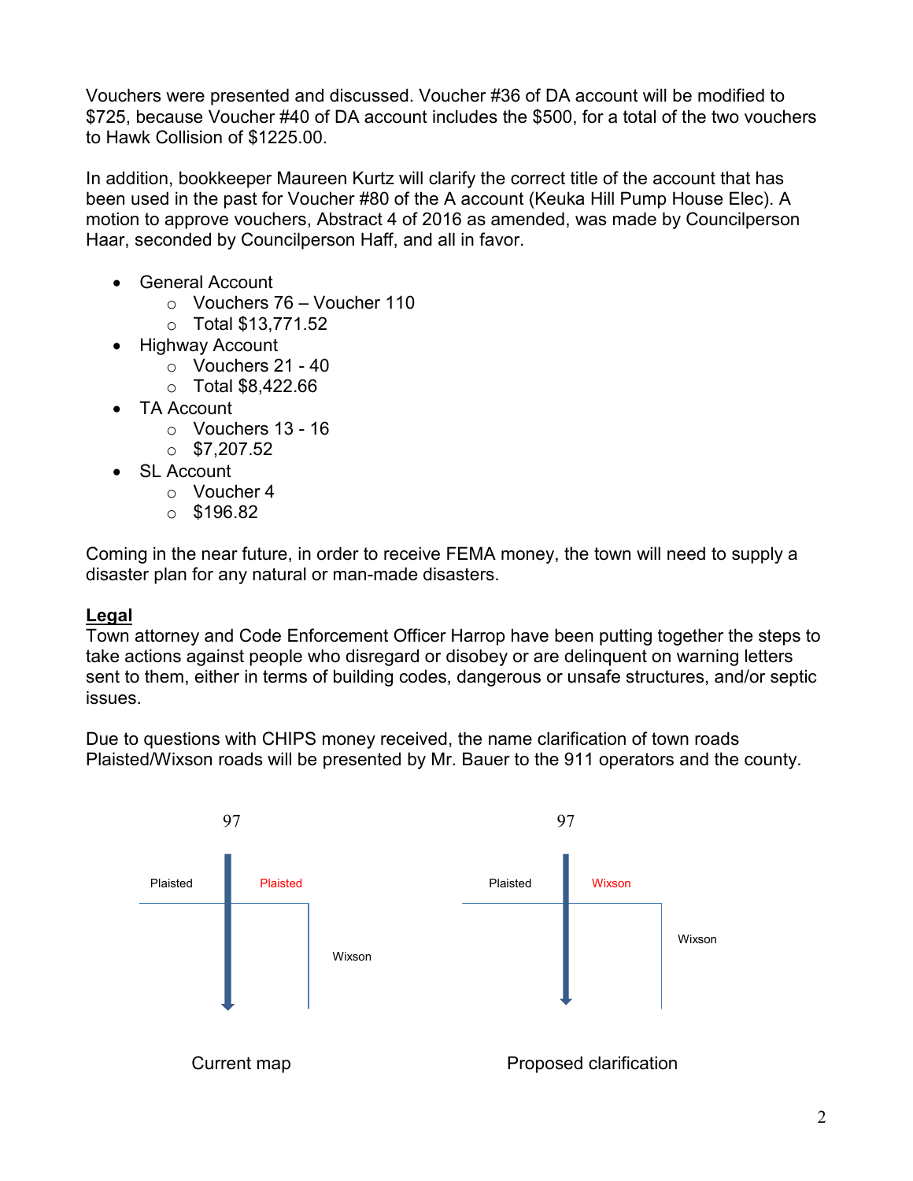Vouchers were presented and discussed. Voucher #36 of DA account will be modified to $725, because Voucher #40 of DA account includes the $500, for a total of the two vouchers to Hawk Collision of $1225.00.

In addition, bookkeeper Maureen Kurtz will clarify the correct title of the account that has been used in the past for Voucher #80 of the A account (Keuka Hill Pump House Elec). A motion to approve vouchers, Abstract 4 of 2016 as amended, was made by Councilperson Haar, seconded by Councilperson Haff, and all in favor.

- General Account
  - Vouchers 76 – Voucher 110
  - Total $13,771.52
- Highway Account
  - Vouchers 21 - 40
  - Total $8,422.66
- TA Account
  - Vouchers 13 - 16
  - $7,207.52
- SL Account
  - Voucher 4
  - $196.82

Coming in the near future, in order to receive FEMA money, the town will need to supply a disaster plan for any natural or man-made disasters.

**Legal**

Town attorney and Code Enforcement Officer Harrop have been putting together the steps to take actions against people who disregard or disobey or are delinquent on warning letters sent to them, either in terms of building codes, dangerous or unsafe structures, and/or septic issues.

Due to questions with CHIPS money received, the name clarification of town roads Plaisted/Wixson roads will be presented by Mr. Bauer to the 911 operators and the county.

97

Plaisted | Plaisted

Wixson

Current map

97

Plaisted | Wixson

Wixson

Proposed clarification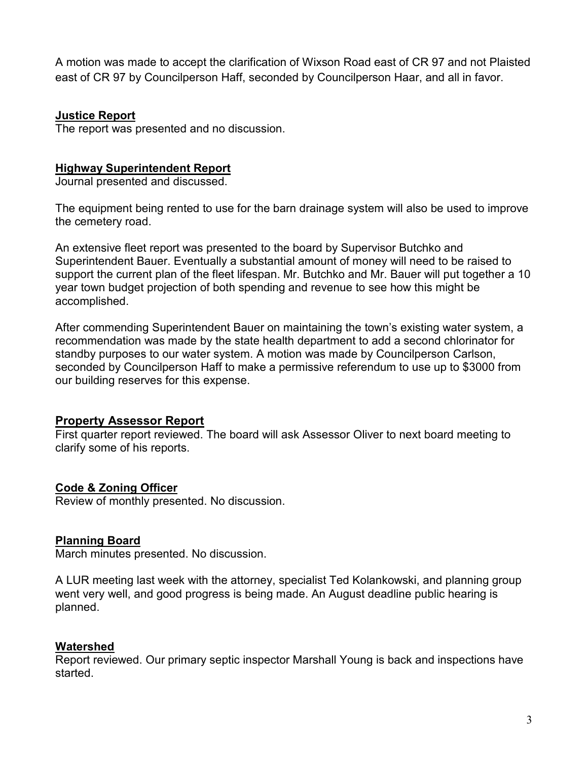A motion was made to accept the clarification of Wixson Road east of CR 97 and not Plaisted east of CR 97 by Councilperson Haff, seconded by Councilperson Haar, and all in favor.

## Justice Report

The report was presented and no discussion.

## Highway Superintendent Report

Journal presented and discussed.

The equipment being rented to use for the barn drainage system will also be used to improve the cemetery road.

An extensive fleet report was presented to the board by Supervisor Butchko and Superintendent Bauer. Eventually a substantial amount of money will need to be raised to support the current plan of the fleet lifespan. Mr. Butchko and Mr. Bauer will put together a 10 year town budget projection of both spending and revenue to see how this might be accomplished.

After commending Superintendent Bauer on maintaining the town's existing water system, a recommendation was made by the state health department to add a second chlorinator for standby purposes to our water system. A motion was made by Councilperson Carlson, seconded by Councilperson Haff to make a permissive referendum to use up to $3000 from our building reserves for this expense.

## Property Assessor Report

First quarter report reviewed. The board will ask Assessor Oliver to next board meeting to clarify some of his reports.

## Code & Zoning Officer

Review of monthly presented. No discussion.

## Planning Board

March minutes presented. No discussion.

A LUR meeting last week with the attorney, specialist Ted Kolankowski, and planning group went very well, and good progress is being made. An August deadline public hearing is planned.

## Watershed

Report reviewed. Our primary septic inspector Marshall Young is back and inspections have started.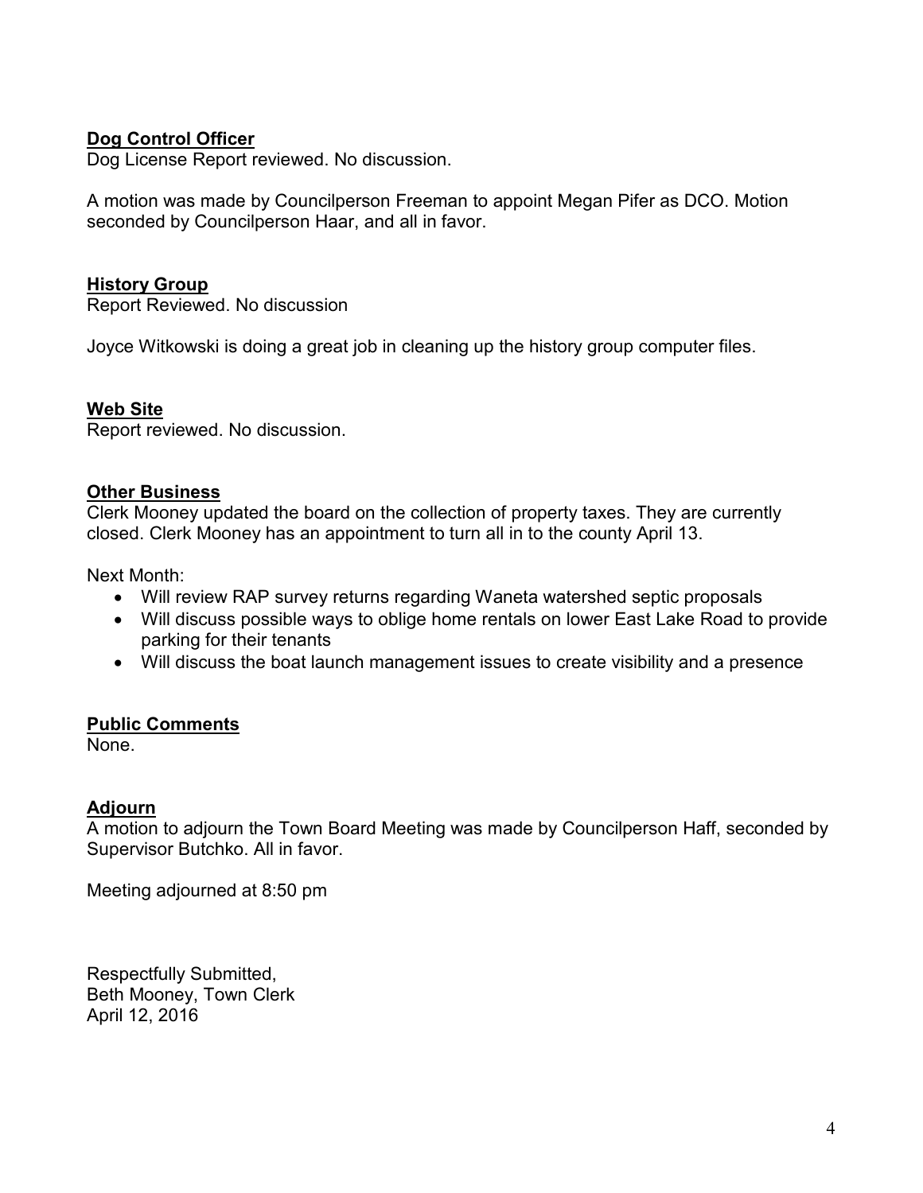**Dog Control Officer**

Dog License Report reviewed. No discussion.

A motion was made by Councilperson Freeman to appoint Megan Pifer as DCO. Motion seconded by Councilperson Haar, and all in favor.

**History Group**

Report Reviewed. No discussion

Joyce Witkowski is doing a great job in cleaning up the history group computer files.

**Web Site**

Report reviewed. No discussion.

**Other Business**

Clerk Mooney updated the board on the collection of property taxes. They are currently closed. Clerk Mooney has an appointment to turn all in to the county April 13.

Next Month:

- Will review RAP survey returns regarding Waneta watershed septic proposals
- Will discuss possible ways to oblige home rentals on lower East Lake Road to provide parking for their tenants
- Will discuss the boat launch management issues to create visibility and a presence

**Public Comments**

None.

**Adjourn**

A motion to adjourn the Town Board Meeting was made by Councilperson Haff, seconded by Supervisor Butchko. All in favor.

Meeting adjourned at 8:50 pm

Respectfully Submitted,
Beth Mooney, Town Clerk
April 12, 2016